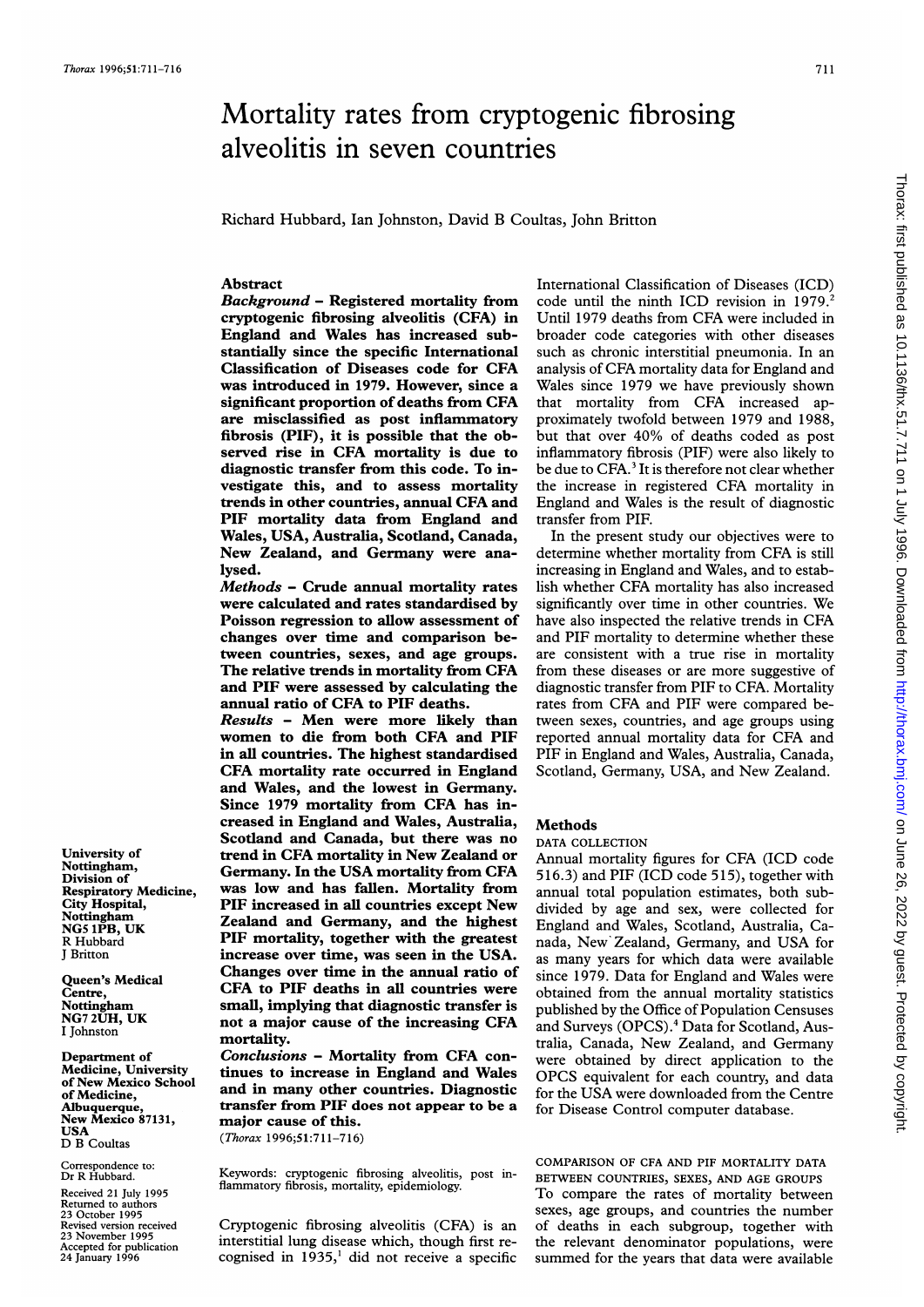# Mortality rates from cryptogenic fibrosing alveolitis in seven countries

Richard Hubbard, Ian Johnston, David B Coultas, John Britton

## Abstract

***Background*** – **Registered mortality from cryptogenic fibrosing alveolitis (CFA) in England and Wales has increased substantially since the specific International Classification of Diseases code for CFA was introduced in 1979. However, since a significant proportion of deaths from CFA are misclassified as post inflammatory fibrosis (PIF), it is possible that the observed rise in CFA mortality is due to diagnostic transfer from this code. To investigate this, and to assess mortality trends in other countries, annual CFA and PIF mortality data from England and Wales, USA, Australia, Scotland, Canada, New Zealand, and Germany were analysed.**

***Methods*** – **Crude annual mortality rates were calculated and rates standardised by Poisson regression to allow assessment of changes over time and comparison between countries, sexes, and age groups. The relative trends in mortality from CFA and PIF were assessed by calculating the annual ratio of CFA to PIF deaths.**

***Results*** – **Men were more likely than women to die from both CFA and PIF in all countries. The highest standardised CFA mortality rate occurred in England and Wales, and the lowest in Germany. Since 1979 mortality from CFA has increased in England and Wales, Australia, Scotland and Canada, but there was no trend in CFA mortality in New Zealand or Germany. In the USA mortality from CFA was low and has fallen. Mortality from PIF increased in all countries except New Zealand and Germany, and the highest PIF mortality, together with the greatest increase over time, was seen in the USA. Changes over time in the annual ratio of CFA to PIF deaths in all countries were small, implying that diagnostic transfer is not a major cause of the increasing CFA mortality.**

***Conclusions*** – **Mortality from CFA continues to increase in England and Wales and in many other countries. Diagnostic transfer from PIF does not appear to be a major cause of this.**

(*Thorax* 1996;51:711–716)

Keywords: cryptogenic fibrosing alveolitis, post inflammatory fibrosis, mortality, epidemiology.

University of Nottingham, Division of Respiratory Medicine, City Hospital, Nottingham NG5 1PB, UK
R Hubbard
J Britton

Queen's Medical Centre, Nottingham NG7 2UH, UK
I Johnston

Department of Medicine, University of New Mexico School of Medicine, Albuquerque, New Mexico 87131, USA
D B Coultas

Correspondence to: Dr R Hubbard.

Received 21 July 1995
Returned to authors 23 October 1995
Revised version received 23 November 1995
Accepted for publication 24 January 1996

Cryptogenic fibrosing alveolitis (CFA) is an interstitial lung disease which, though first recognised in 1935,[1] did not receive a specific International Classification of Diseases (ICD) code until the ninth ICD revision in 1979.[2] Until 1979 deaths from CFA were included in broader code categories with other diseases such as chronic interstitial pneumonia. In an analysis of CFA mortality data for England and Wales since 1979 we have previously shown that mortality from CFA increased approximately twofold between 1979 and 1988, but that over 40% of deaths coded as post inflammatory fibrosis (PIF) were also likely to be due to CFA.[3] It is therefore not clear whether the increase in registered CFA mortality in England and Wales is the result of diagnostic transfer from PIF.

In the present study our objectives were to determine whether mortality from CFA is still increasing in England and Wales, and to establish whether CFA mortality has also increased significantly over time in other countries. We have also inspected the relative trends in CFA and PIF mortality to determine whether these are consistent with a true rise in mortality from these diseases or are more suggestive of diagnostic transfer from PIF to CFA. Mortality rates from CFA and PIF were compared between sexes, countries, and age groups using reported annual mortality data for CFA and PIF in England and Wales, Australia, Canada, Scotland, Germany, USA, and New Zealand.

## Methods

### DATA COLLECTION

Annual mortality figures for CFA (ICD code 516.3) and PIF (ICD code 515), together with annual total population estimates, both subdivided by age and sex, were collected for England and Wales, Scotland, Australia, Canada, New Zealand, Germany, and USA for as many years for which data were available since 1979. Data for England and Wales were obtained from the annual mortality statistics published by the Office of Population Censuses and Surveys (OPCS).[4] Data for Scotland, Australia, Canada, New Zealand, and Germany were obtained by direct application to the OPCS equivalent for each country, and data for the USA were downloaded from the Centre for Disease Control computer database.

### COMPARISON OF CFA AND PIF MORTALITY DATA BETWEEN COUNTRIES, SEXES, AND AGE GROUPS

To compare the rates of mortality between sexes, age groups, and countries the number of deaths in each subgroup, together with the relevant denominator populations, were summed for the years that data were available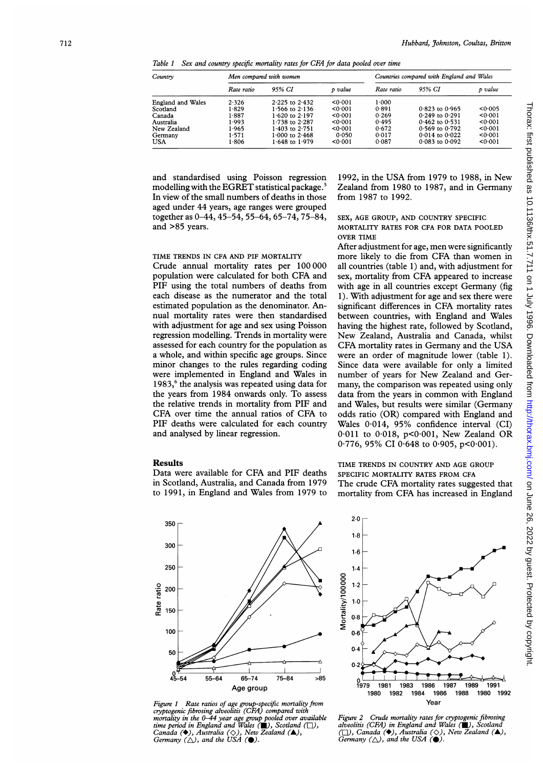*Table 1 Sex and country specific mortality rates for CFA for data pooled over time*

| Country | Men compared with women | | | Countries compared with England and Wales | | |
|---|---|---|---|---|---|---|
| | Rate ratio | 95% CI | p value | Rate ratio | 95% CI | p value |
| England and Wales | 2·326 | 2·225 to 2·432 | <0·001 | 1·000 | | |
| Scotland | 1·829 | 1·566 to 2·136 | <0·001 | 0·891 | 0·823 to 0·965 | <0·005 |
| Canada | 1·887 | 1·620 to 2·197 | <0·001 | 0·269 | 0·249 to 0·291 | <0·001 |
| Australia | 1·993 | 1·738 to 2·287 | <0·001 | 0·495 | 0·462 to 0·531 | <0·001 |
| New Zealand | 1·965 | 1·403 to 2·751 | <0·001 | 0·672 | 0·569 to 0·792 | <0·001 |
| Germany | 1·571 | 1·000 to 2·468 | 0·050 | 0·017 | 0·014 to 0·022 | <0·001 |
| USA | 1·806 | 1·648 to 1·979 | <0·001 | 0·087 | 0·083 to 0·092 | <0·001 |

and standardised using Poisson regression modelling with the EGRET statistical package.[5] In view of the small numbers of deaths in those aged under 44 years, age ranges were grouped together as 0–44, 45–54, 55–64, 65–74, 75–84, and >85 years.

TIME TRENDS IN CFA AND PIF MORTALITY

Crude annual mortality rates per 100 000 population were calculated for both CFA and PIF using the total numbers of deaths from each disease as the numerator and the total estimated population as the denominator. Annual mortality rates were then standardised with adjustment for age and sex using Poisson regression modelling. Trends in mortality were assessed for each country for the population as a whole, and within specific age groups. Since minor changes to the rules regarding coding were implemented in England and Wales in 1983,[6] the analysis was repeated using data for the years from 1984 onwards only. To assess the relative trends in mortality from PIF and CFA over time the annual ratios of CFA to PIF deaths were calculated for each country and analysed by linear regression.

## Results

Data were available for CFA and PIF deaths in Scotland, Australia, and Canada from 1979 to 1991, in England and Wales from 1979 to 1992, in the USA from 1979 to 1988, in New Zealand from 1980 to 1987, and in Germany from 1987 to 1992.

SEX, AGE GROUP, AND COUNTRY SPECIFIC MORTALITY RATES FOR CFA FOR DATA POOLED OVER TIME

After adjustment for age, men were significantly more likely to die from CFA than women in all countries (table 1) and, with adjustment for sex, mortality from CFA appeared to increase with age in all countries except Germany (fig 1). With adjustment for age and sex there were significant differences in CFA mortality rates between countries, with England and Wales having the highest rate, followed by Scotland, New Zealand, Australia and Canada, whilst CFA mortality rates in Germany and the USA were an order of magnitude lower (table 1). Since data were available for only a limited number of years for New Zealand and Germany, the comparison was repeated using only data from the years in common with England and Wales, but results were similar (Germany odds ratio (OR) compared with England and Wales 0·014, 95% confidence interval (CI) 0·011 to 0·018, p<0·001, New Zealand OR 0·776, 95% CI 0·648 to 0·905, p<0·001).

TIME TRENDS IN COUNTRY AND AGE GROUP SPECIFIC MORTALITY RATES FROM CFA

The crude CFA mortality rates suggested that mortality from CFA has increased in England

*Figure 1 Rate ratios of age group-specific mortality from cryptogenic fibrosing alveolitis (CFA) compared with mortality in the 0–44 year age group pooled over available time period in England and Wales (■), Scotland (□), Canada (◆), Australia (◇), New Zealand (▲), Germany (△), and the USA (●).*

*Figure 2 Crude mortality rates for cryptogenic fibrosing alveolitis (CFA) in England and Wales (■), Scotland (□), Canada (◆), Australia (◇), New Zealand (▲), Germany (△), and the USA (●).*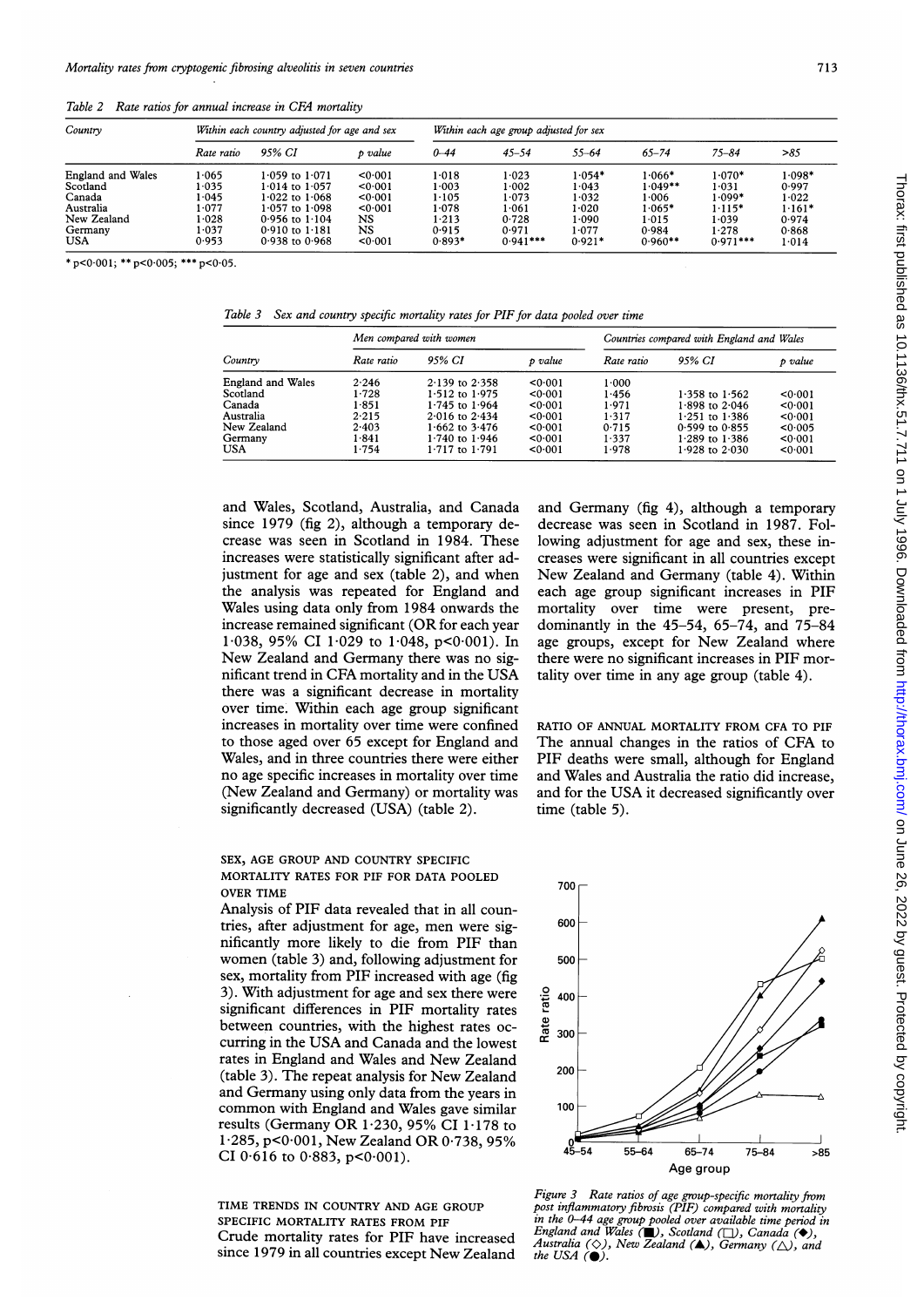*Table 2 Rate ratios for annual increase in CFA mortality*

| Country | Within each country adjusted for age and sex | | | Within each age group adjusted for sex | | | | | |
|---|---|---|---|---|---|---|---|---|---|
| | Rate ratio | 95% CI | p value | 0–44 | 45–54 | 55–64 | 65–74 | 75–84 | >85 |
| England and Wales | 1·065 | 1·059 to 1·071 | <0·001 | 1·018 | 1·023 | 1·054* | 1·066* | 1·070* | 1·098* |
| Scotland | 1·035 | 1·014 to 1·057 | <0·001 | 1·003 | 1·002 | 1·043 | 1·049** | 1·031 | 0·997 |
| Canada | 1·045 | 1·022 to 1·068 | <0·001 | 1·105 | 1·073 | 1·032 | 1·006 | 1·099* | 1·022 |
| Australia | 1·077 | 1·057 to 1·098 | <0·001 | 1·078 | 1·061 | 1·020 | 1·065* | 1·115* | 1·161* |
| New Zealand | 1·028 | 0·956 to 1·104 | NS | 1·213 | 0·728 | 1·090 | 1·015 | 1·039 | 0·974 |
| Germany | 1·037 | 0·910 to 1·181 | NS | 0·915 | 0·971 | 1·077 | 0·984 | 1·278 | 0·868 |
| USA | 0·953 | 0·938 to 0·968 | <0·001 | 0·893* | 0·941*** | 0·921* | 0·960** | 0·971*** | 1·014 |

\* p<0·001; ** p<0·005; *** p<0·05.

*Table 3 Sex and country specific mortality rates for PIF for data pooled over time*

| Country | Men compared with women | | | Countries compared with England and Wales | | |
|---|---|---|---|---|---|---|
| | Rate ratio | 95% CI | p value | Rate ratio | 95% CI | p value |
| England and Wales | 2·246 | 2·139 to 2·358 | <0·001 | 1·000 | | |
| Scotland | 1·728 | 1·512 to 1·975 | <0·001 | 1·456 | 1·358 to 1·562 | <0·001 |
| Canada | 1·851 | 1·745 to 1·964 | <0·001 | 1·971 | 1·898 to 2·046 | <0·001 |
| Australia | 2·215 | 2·016 to 2·434 | <0·001 | 1·317 | 1·251 to 1·386 | <0·001 |
| New Zealand | 2·403 | 1·662 to 3·476 | <0·001 | 0·715 | 0·599 to 0·855 | <0·005 |
| Germany | 1·841 | 1·740 to 1·946 | <0·001 | 1·337 | 1·289 to 1·386 | <0·001 |
| USA | 1·754 | 1·717 to 1·791 | <0·001 | 1·978 | 1·928 to 2·030 | <0·001 |

and Wales, Scotland, Australia, and Canada since 1979 (fig 2), although a temporary decrease was seen in Scotland in 1984. These increases were statistically significant after adjustment for age and sex (table 2), and when the analysis was repeated for England and Wales using data only from 1984 onwards the increase remained significant (OR for each year 1·038, 95% CI 1·029 to 1·048, p<0·001). In New Zealand and Germany there was no significant trend in CFA mortality and in the USA there was a significant decrease in mortality over time. Within each age group significant increases in mortality over time were confined to those aged over 65 except for England and Wales, and in three countries there were either no age specific increases in mortality over time (New Zealand and Germany) or mortality was significantly decreased (USA) (table 2).

### SEX, AGE GROUP AND COUNTRY SPECIFIC MORTALITY RATES FOR PIF FOR DATA POOLED OVER TIME

Analysis of PIF data revealed that in all countries, after adjustment for age, men were significantly more likely to die from PIF than women (table 3) and, following adjustment for sex, mortality from PIF increased with age (fig 3). With adjustment for age and sex there were significant differences in PIF mortality rates between countries, with the highest rates occurring in the USA and Canada and the lowest rates in England and Wales and New Zealand (table 3). The repeat analysis for New Zealand and Germany using only data from the years in common with England and Wales gave similar results (Germany OR 1·230, 95% CI 1·178 to 1·285, p<0·001, New Zealand OR 0·738, 95% CI 0·616 to 0·883, p<0·001).

### TIME TRENDS IN COUNTRY AND AGE GROUP SPECIFIC MORTALITY RATES FROM PIF

Crude mortality rates for PIF have increased since 1979 in all countries except New Zealand and Germany (fig 4), although a temporary decrease was seen in Scotland in 1987. Following adjustment for age and sex, these increases were significant in all countries except New Zealand and Germany (table 4). Within each age group significant increases in PIF mortality over time were present, predominantly in the 45–54, 65–74, and 75–84 age groups, except for New Zealand where there were no significant increases in PIF mortality over time in any age group (table 4).

### RATIO OF ANNUAL MORTALITY FROM CFA TO PIF

The annual changes in the ratios of CFA to PIF deaths were small, although for England and Wales and Australia the ratio did increase, and for the USA it decreased significantly over time (table 5).

*Figure 3 Rate ratios of age group-specific mortality from post inflammatory fibrosis (PIF) compared with mortality in the 0–44 age group pooled over available time period in England and Wales (■), Scotland (□), Canada (◆), Australia (◇), New Zealand (▲), Germany (△), and the USA (●).*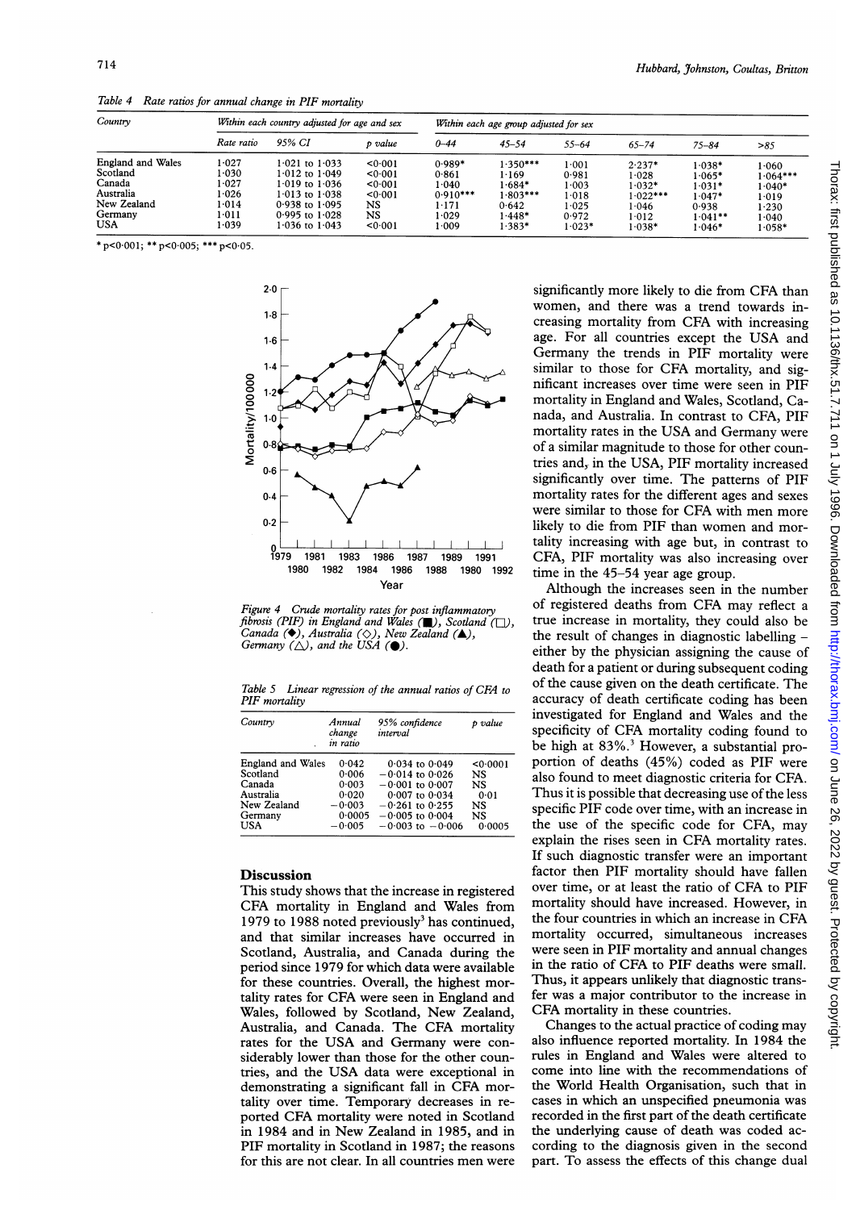*Table 4 Rate ratios for annual change in PIF mortality*

| Country | Within each country adjusted for age and sex | | | Within each age group adjusted for sex | | | | | |
|---|---|---|---|---|---|---|---|---|---|
| | Rate ratio | 95% CI | p value | 0–44 | 45–54 | 55–64 | 65–74 | 75–84 | >85 |
| England and Wales | 1·027 | 1·021 to 1·033 | <0·001 | 0·989* | 1·350*** | 1·001 | 2·237* | 1·038* | 1·060 |
| Scotland | 1·030 | 1·012 to 1·049 | <0·001 | 0·861 | 1·169 | 0·981 | 1·028 | 1·065* | 1·064*** |
| Canada | 1·027 | 1·019 to 1·036 | <0·001 | 1·040 | 1·684* | 1·003 | 1·032* | 1·031* | 1·040* |
| Australia | 1·026 | 1·013 to 1·038 | <0·001 | 0·910*** | 1·803*** | 1·018 | 1·022*** | 1·047* | 1·019 |
| New Zealand | 1·014 | 0·938 to 1·095 | NS | 1·171 | 0·642 | 1·025 | 1·046 | 0·938 | 1·230 |
| Germany | 1·011 | 0·995 to 1·028 | NS | 1·029 | 1·448* | 0·972 | 1·012 | 1·041** | 1·040 |
| USA | 1·039 | 1·036 to 1·043 | <0·001 | 1·009 | 1·383* | 1·023* | 1·038* | 1·046* | 1·058* |

* p<0·001; ** p<0·005; *** p<0·05.

2·0
1·8
1·6
1·4
1·2
1·0
0·8
0·6
0·4
0·2
0
Mortality/100000
1979 1980 1981 1982 1983 1984 1986 1986 1987 1988 1989 1980 1991 1992
Year

*Figure 4 Crude mortality rates for post inflammatory fibrosis (PIF) in England and Wales (■), Scotland (□), Canada (◆), Australia (◇), New Zealand (▲), Germany (△), and the USA (●).*

*Table 5 Linear regression of the annual ratios of CFA to PIF mortality*

| Country | Annual change in ratio | 95% confidence interval | p value |
|---|---|---|---|
| England and Wales | 0·042 | 0·034 to 0·049 | <0·0001 |
| Scotland | 0·006 | −0·014 to 0·026 | NS |
| Canada | 0·003 | −0·001 to 0·007 | NS |
| Australia | 0·020 | 0·007 to 0·034 | 0·01 |
| New Zealand | −0·003 | −0·261 to 0·255 | NS |
| Germany | 0·0005 | −0·005 to 0·004 | NS |
| USA | −0·005 | −0·003 to −0·006 | 0·0005 |

## Discussion

This study shows that the increase in registered CFA mortality in England and Wales from 1979 to 1988 noted previously[3] has continued, and that similar increases have occurred in Scotland, Australia, and Canada during the period since 1979 for which data were available for these countries. Overall, the highest mortality rates for CFA were seen in England and Wales, followed by Scotland, New Zealand, Australia, and Canada. The CFA mortality rates for the USA and Germany were considerably lower than those for the other countries, and the USA data were exceptional in demonstrating a significant fall in CFA mortality over time. Temporary decreases in reported CFA mortality were noted in Scotland in 1984 and in New Zealand in 1985, and in PIF mortality in Scotland in 1987; the reasons for this are not clear. In all countries men were significantly more likely to die from CFA than women, and there was a trend towards increasing mortality from CFA with increasing age. For all countries except the USA and Germany the trends in PIF mortality were similar to those for CFA mortality, and significant increases over time were seen in PIF mortality in England and Wales, Scotland, Canada, and Australia. In contrast to CFA, PIF mortality rates in the USA and Germany were of a similar magnitude to those for other countries and, in the USA, PIF mortality increased significantly over time. The patterns of PIF mortality rates for the different ages and sexes were similar to those for CFA with men more likely to die from PIF than women and mortality increasing with age but, in contrast to CFA, PIF mortality was also increasing over time in the 45–54 year age group.

Although the increases seen in the number of registered deaths from CFA may reflect a true increase in mortality, they could also be the result of changes in diagnostic labelling – either by the physician assigning the cause of death for a patient or during subsequent coding of the cause given on the death certificate. The accuracy of death certificate coding has been investigated for England and Wales and the specificity of CFA mortality coding found to be high at 83%.[3] However, a substantial proportion of deaths (45%) coded as PIF were also found to meet diagnostic criteria for CFA. Thus it is possible that decreasing use of the less specific PIF code over time, with an increase in the use of the specific code for CFA, may explain the rises seen in CFA mortality rates. If such diagnostic transfer were an important factor then PIF mortality should have fallen over time, or at least the ratio of CFA to PIF mortality should have increased. However, in the four countries in which an increase in CFA mortality occurred, simultaneous increases were seen in PIF mortality and annual changes in the ratio of CFA to PIF deaths were small. Thus, it appears unlikely that diagnostic transfer was a major contributor to the increase in CFA mortality in these countries.

Changes to the actual practice of coding may also influence reported mortality. In 1984 the rules in England and Wales were altered to come into line with the recommendations of the World Health Organisation, such that in cases in which an unspecified pneumonia was recorded in the first part of the death certificate the underlying cause of death was coded according to the diagnosis given in the second part. To assess the effects of this change dual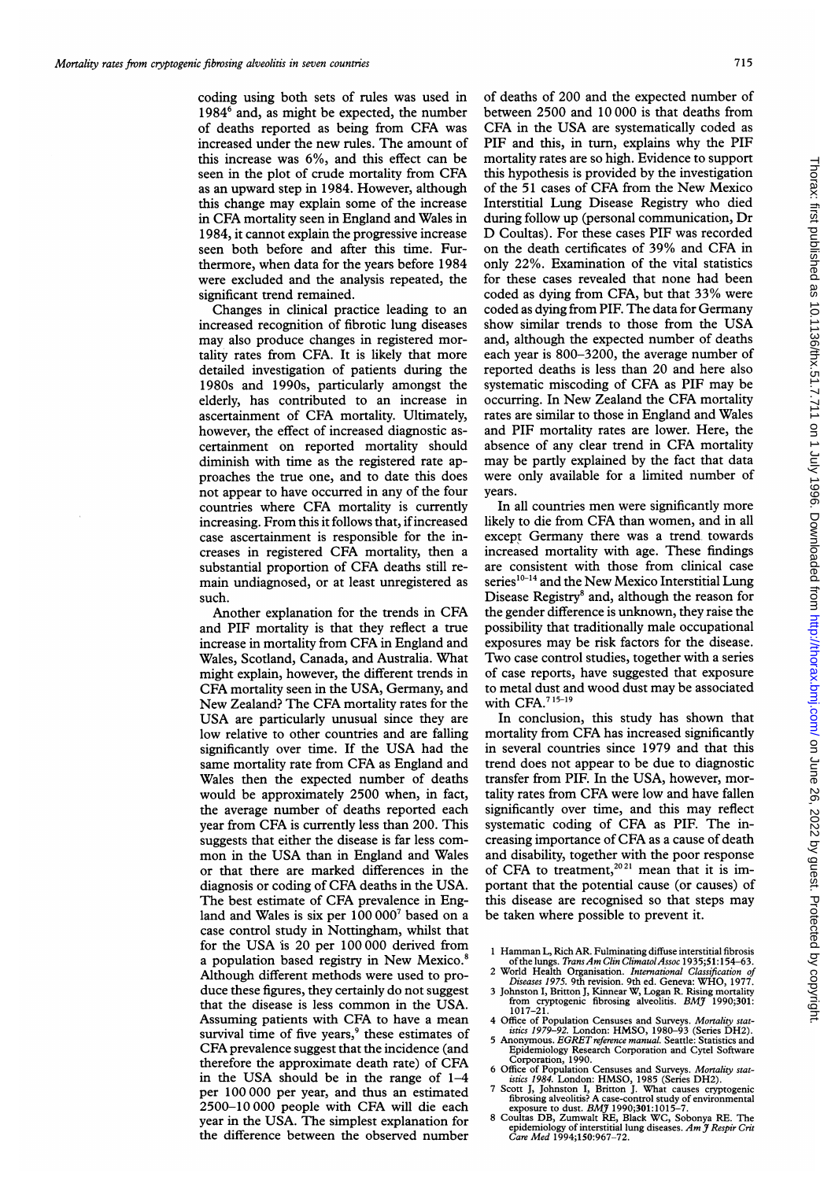coding using both sets of rules was used in 1984[6] and, as might be expected, the number of deaths reported as being from CFA was increased under the new rules. The amount of this increase was 6%, and this effect can be seen in the plot of crude mortality from CFA as an upward step in 1984. However, although this change may explain some of the increase in CFA mortality seen in England and Wales in 1984, it cannot explain the progressive increase seen both before and after this time. Furthermore, when data for the years before 1984 were excluded and the analysis repeated, the significant trend remained.

Changes in clinical practice leading to an increased recognition of fibrotic lung diseases may also produce changes in registered mortality rates from CFA. It is likely that more detailed investigation of patients during the 1980s and 1990s, particularly amongst the elderly, has contributed to an increase in ascertainment of CFA mortality. Ultimately, however, the effect of increased diagnostic ascertainment on reported mortality should diminish with time as the registered rate approaches the true one, and to date this does not appear to have occurred in any of the four countries where CFA mortality is currently increasing. From this it follows that, if increased case ascertainment is responsible for the increases in registered CFA mortality, then a substantial proportion of CFA deaths still remain undiagnosed, or at least unregistered as such.

Another explanation for the trends in CFA and PIF mortality is that they reflect a true increase in mortality from CFA in England and Wales, Scotland, Canada, and Australia. What might explain, however, the different trends in CFA mortality seen in the USA, Germany, and New Zealand? The CFA mortality rates for the USA are particularly unusual since they are low relative to other countries and are falling significantly over time. If the USA had the same mortality rate from CFA as England and Wales then the expected number of deaths would be approximately 2500 when, in fact, the average number of deaths reported each year from CFA is currently less than 200. This suggests that either the disease is far less common in the USA than in England and Wales or that there are marked differences in the diagnosis or coding of CFA deaths in the USA. The best estimate of CFA prevalence in England and Wales is six per 100 000[7] based on a case control study in Nottingham, whilst that for the USA is 20 per 100 000 derived from a population based registry in New Mexico.[8] Although different methods were used to produce these figures, they certainly do not suggest that the disease is less common in the USA. Assuming patients with CFA to have a mean survival time of five years,[9] these estimates of CFA prevalence suggest that the incidence (and therefore the approximate death rate) of CFA in the USA should be in the range of 1–4 per 100 000 per year, and thus an estimated 2500–10 000 people with CFA will die each year in the USA. The simplest explanation for the difference between the observed number of deaths of 200 and the expected number of between 2500 and 10 000 is that deaths from CFA in the USA are systematically coded as PIF and this, in turn, explains why the PIF mortality rates are so high. Evidence to support this hypothesis is provided by the investigation of the 51 cases of CFA from the New Mexico Interstitial Lung Disease Registry who died during follow up (personal communication, Dr D Coultas). For these cases PIF was recorded on the death certificates of 39% and CFA in only 22%. Examination of the vital statistics for these cases revealed that none had been coded as dying from CFA, but that 33% were coded as dying from PIF. The data for Germany show similar trends to those from the USA and, although the expected number of deaths each year is 800–3200, the average number of reported deaths is less than 20 and here also systematic miscoding of CFA as PIF may be occurring. In New Zealand the CFA mortality rates are similar to those in England and Wales and PIF mortality rates are lower. Here, the absence of any clear trend in CFA mortality may be partly explained by the fact that data were only available for a limited number of years.

In all countries men were significantly more likely to die from CFA than women, and in all except Germany there was a trend towards increased mortality with age. These findings are consistent with those from clinical case series[10–14] and the New Mexico Interstitial Lung Disease Registry[8] and, although the reason for the gender difference is unknown, they raise the possibility that traditionally male occupational exposures may be risk factors for the disease. Two case control studies, together with a series of case reports, have suggested that exposure to metal dust and wood dust may be associated with CFA.[7,15–19]

In conclusion, this study has shown that mortality from CFA has increased significantly in several countries since 1979 and that this trend does not appear to be due to diagnostic transfer from PIF. In the USA, however, mortality rates from CFA were low and have fallen significantly over time, and this may reflect systematic coding of CFA as PIF. The increasing importance of CFA as a cause of death and disability, together with the poor response of CFA to treatment,[20,21] mean that it is important that the potential cause (or causes) of this disease are recognised so that steps may be taken where possible to prevent it.

1. Hamman L, Rich AR. Fulminating diffuse interstitial fibrosis of the lungs. *Trans Am Clin Climatol Assoc* 1935;**51**:154–63.
2. World Health Organisation. *International Classification of Diseases 1975.* 9th revision. 9th ed. Geneva: WHO, 1977.
3. Johnston I, Britton J, Kinnear W, Logan R. Rising mortality from cryptogenic fibrosing alveolitis. *BMJ* 1990;**301**: 1017–21.
4. Office of Population Censuses and Surveys. *Mortality statistics 1979–92.* London: HMSO, 1980–93 (Series DH2).
5. Anonymous. *EGRET reference manual.* Seattle: Statistics and Epidemiology Research Corporation and Cytel Software Corporation, 1990.
6. Office of Population Censuses and Surveys. *Mortality statistics 1984.* London: HMSO, 1985 (Series DH2).
7. Scott J, Johnston I, Britton J. What causes cryptogenic fibrosing alveolitis? A case-control study of environmental exposure to dust. *BMJ* 1990;**301**:1015–7.
8. Coultas DB, Zumwalt RE, Black WC, Sobonya RE. The epidemiology of interstitial lung diseases. *Am J Respir Crit Care Med* 1994;**150**:967–72.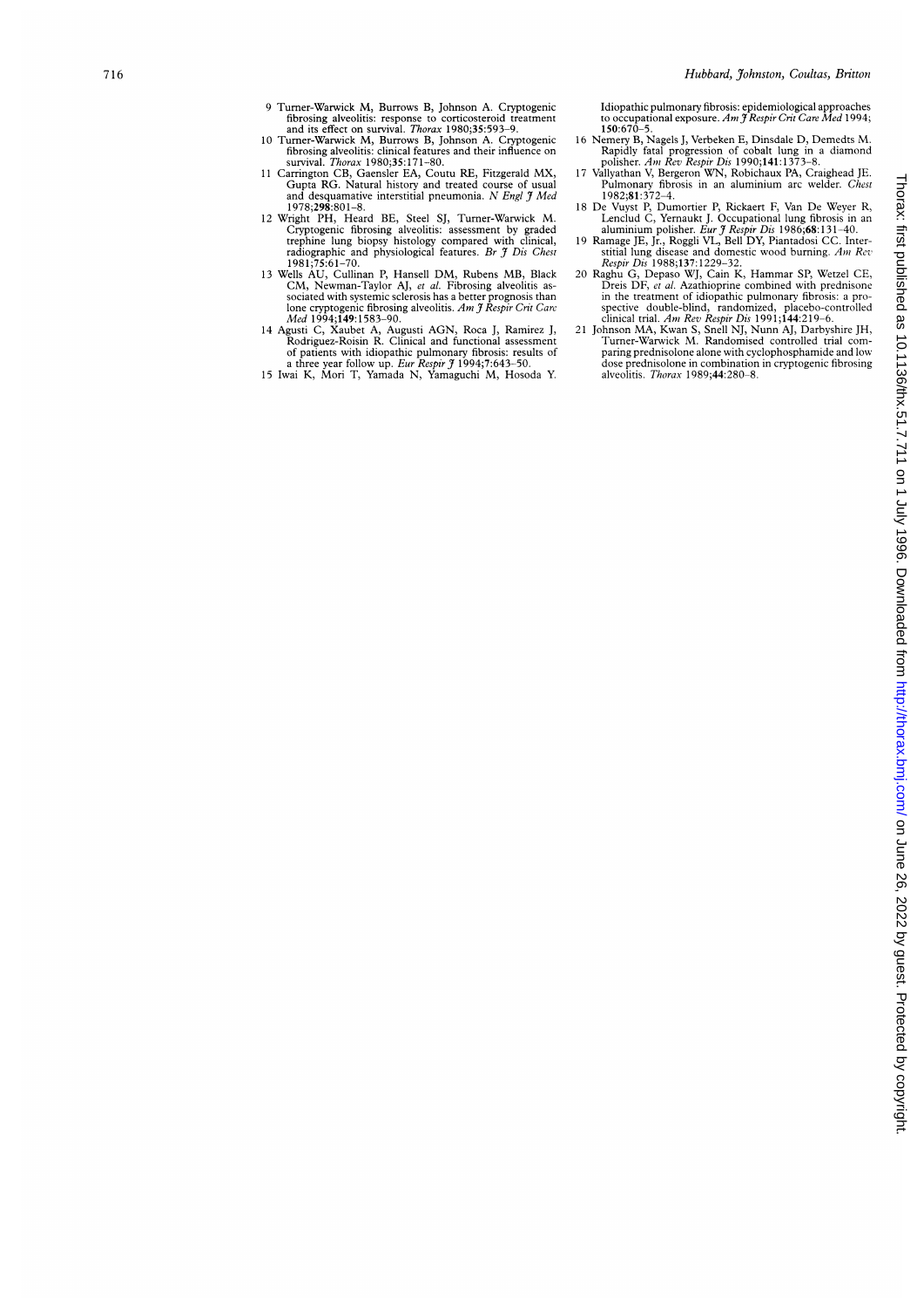9 Turner-Warwick M, Burrows B, Johnson A. Cryptogenic fibrosing alveolitis: response to corticosteroid treatment and its effect on survival. *Thorax* 1980;**35**:593–9.

10 Turner-Warwick M, Burrows B, Johnson A. Cryptogenic fibrosing alveolitis: clinical features and their influence on survival. *Thorax* 1980;**35**:171–80.

11 Carrington CB, Gaensler EA, Coutu RE, Fitzgerald MX, Gupta RG. Natural history and treated course of usual and desquamative interstitial pneumonia. *N Engl J Med* 1978;**298**:801–8.

12 Wright PH, Heard BE, Steel SJ, Turner-Warwick M. Cryptogenic fibrosing alveolitis: assessment by graded trephine lung biopsy histology compared with clinical, radiographic and physiological features. *Br J Dis Chest* 1981;**75**:61–70.

13 Wells AU, Cullinan P, Hansell DM, Rubens MB, Black CM, Newman-Taylor AJ, *et al*. Fibrosing alveolitis associated with systemic sclerosis has a better prognosis than lone cryptogenic fibrosing alveolitis. *Am J Respir Crit Care Med* 1994;**149**:1583–90.

14 Agusti C, Xaubet A, Augusti AGN, Roca J, Ramirez J, Rodriguez-Roisin R. Clinical and functional assessment of patients with idiopathic pulmonary fibrosis: results of a three year follow up. *Eur Respir J* 1994;**7**:643–50.

15 Iwai K, Mori T, Yamada N, Yamaguchi M, Hosoda Y. Idiopathic pulmonary fibrosis: epidemiological approaches to occupational exposure. *Am J Respir Crit Care Med* 1994;**150**:670–5.

16 Nemery B, Nagels J, Verbeken E, Dinsdale D, Demedts M. Rapidly fatal progression of cobalt lung in a diamond polisher. *Am Rev Respir Dis* 1990;**141**:1373–8.

17 Vallyathan V, Bergeron WN, Robichaux PA, Craighead JE. Pulmonary fibrosis in an aluminium arc welder. *Chest* 1982;**81**:372–4.

18 De Vuyst P, Dumortier P, Rickaert F, Van De Weyer R, Lenclud C, Yernaukt J. Occupational lung fibrosis in an aluminium polisher. *Eur J Respir Dis* 1986;**68**:131–40.

19 Ramage JE, Jr., Roggli VL, Bell DY, Piantadosi CC. Interstitial lung disease and domestic wood burning. *Am Rev Respir Dis* 1988;**137**:1229–32.

20 Raghu G, Depaso WJ, Cain K, Hammar SP, Wetzel CE, Dreis DF, *et al*. Azathioprine combined with prednisone in the treatment of idiopathic pulmonary fibrosis: a prospective double-blind, randomized, placebo-controlled clinical trial. *Am Rev Respir Dis* 1991;**144**:219–6.

21 Johnson MA, Kwan S, Snell NJ, Nunn AJ, Darbyshire JH, Turner-Warwick M. Randomised controlled trial comparing prednisolone alone with cyclophosphamide and low dose prednisolone in combination in cryptogenic fibrosing alveolitis. *Thorax* 1989;**44**:280–8.